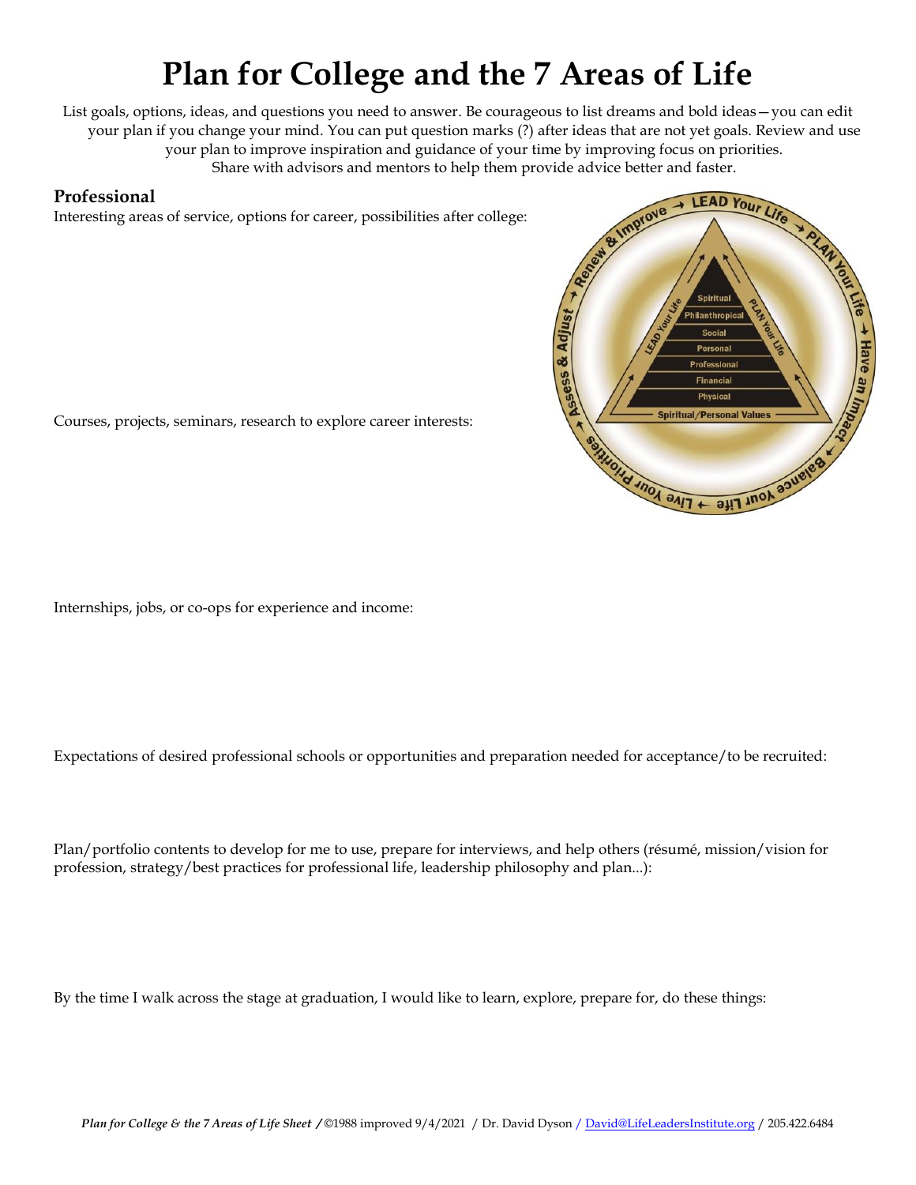# Plan for College and the 7 Areas of Life

List goals, options, ideas, and questions you need to answer. Be courageous to list dreams and bold ideas—you can edit your plan if you change your mind. You can put question marks (?) after ideas that are not yet goals. Review and use your plan to improve inspiration and guidance of your time by improving focus on priorities. Share with advisors and mentors to help them provide advice better and faster.

## Professional

Interesting areas of service, options for career, possibilities after college:

Courses, projects, seminars, research to explore career interests:

Internships, jobs, or co-ops for experience and income:

Expectations of desired professional schools or opportunities and preparation needed for acceptance/to be recruited:

Plan/portfolio contents to develop for me to use, prepare for interviews, and help others (résumé, mission/vision for profession, strategy/best practices for professional life, leadership philosophy and plan...):

By the time I walk across the stage at graduation, I would like to learn, explore, prepare for, do these things:

*Plan for College & the 7 Areas of Life Sheet* /©1988 improved 9/4/2021 / Dr. David Dyson / David@LifeLeadersInstitute.org / 205.422.6484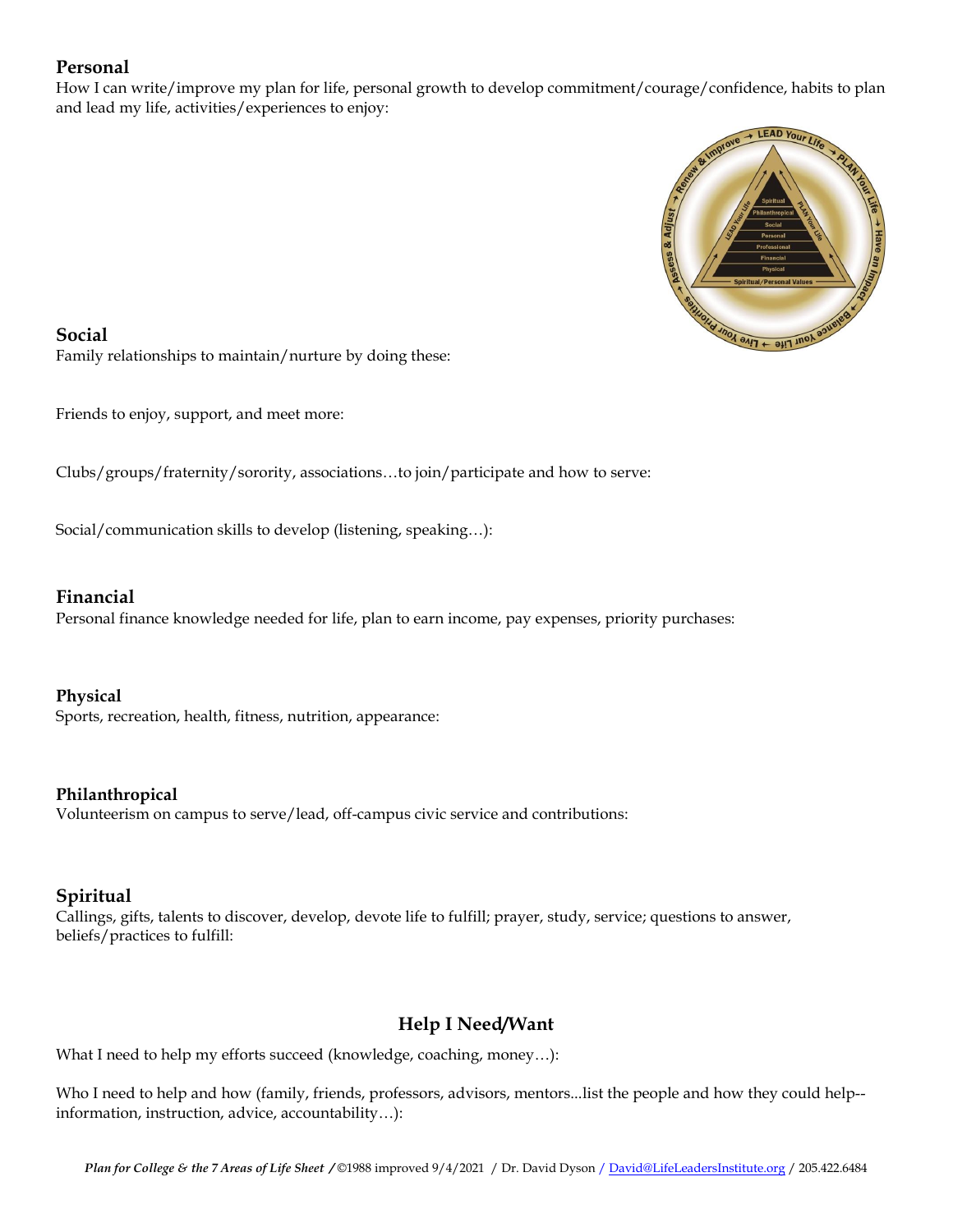## Personal

How I can write/improve my plan for life, personal growth to develop commitment/courage/confidence, habits to plan and lead my life, activities/experiences to enjoy:

## Social

Family relationships to maintain/nurture by doing these:

Friends to enjoy, support, and meet more:

Clubs/groups/fraternity/sorority, associations…to join/participate and how to serve:

Social/communication skills to develop (listening, speaking…):

## Financial

Personal finance knowledge needed for life, plan to earn income, pay expenses, priority purchases:

## Physical

Sports, recreation, health, fitness, nutrition, appearance:

## Philanthropical

Volunteerism on campus to serve/lead, off-campus civic service and contributions:

## Spiritual

Callings, gifts, talents to discover, develop, devote life to fulfill; prayer, study, service; questions to answer, beliefs/practices to fulfill:

## Help I Need/Want

What I need to help my efforts succeed (knowledge, coaching, money…):

Who I need to help and how (family, friends, professors, advisors, mentors...list the people and how they could help--information, instruction, advice, accountability…):

*Plan for College & the 7 Areas of Life Sheet* / ©1988 improved 9/4/2021 / Dr. David Dyson / David@LifeLeadersInstitute.org / 205.422.6484